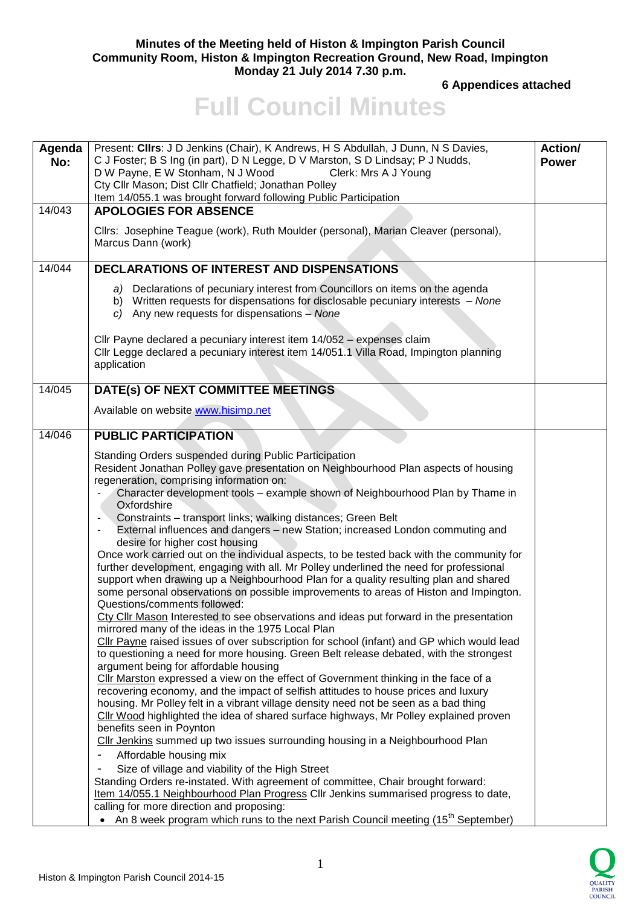**Minutes of the Meeting held of Histon & Impington Parish Council**
**Community Room, Histon & Impington Recreation Ground, New Road, Impington**
**Monday 21 July 2014 7.30 p.m.**

**6 Appendices attached**

# Full Council Minutes

| Agenda No: | Present: **Cllrs**: J D Jenkins (Chair), K Andrews, H S Abdullah, J Dunn, N S Davies, C J Foster; B S Ing (in part), D N Legge, D V Marston, S D Lindsay; P J Nudds, D W Payne, E W Stonham, N J Wood Clerk: Mrs A J Young<br>Cty Cllr Mason; Dist Cllr Chatfield; Jonathan Polley<br>Item 14/055.1 was brought forward following Public Participation | **Action/ Power** |
|---|---|---|
| 14/043 | **APOLOGIES FOR ABSENCE**<br><br>Cllrs: Josephine Teague (work), Ruth Moulder (personal), Marian Cleaver (personal), Marcus Dann (work) | |
| 14/044 | **DECLARATIONS OF INTEREST AND DISPENSATIONS**<br><br>*a)* Declarations of pecuniary interest from Councillors on items on the agenda<br>b) Written requests for dispensations for disclosable pecuniary interests – *None*<br>*c)* Any new requests for dispensations – *None*<br><br>Cllr Payne declared a pecuniary interest item 14/052 – expenses claim<br>Cllr Legge declared a pecuniary interest item 14/051.1 Villa Road, Impington planning application | |
| 14/045 | **DATE(s) OF NEXT COMMITTEE MEETINGS**<br><br>Available on website www.hisimp.net | |
| 14/046 | **PUBLIC PARTICIPATION**<br><br>Standing Orders suspended during Public Participation<br>Resident Jonathan Polley gave presentation on Neighbourhood Plan aspects of housing regeneration, comprising information on:<br>- Character development tools – example shown of Neighbourhood Plan by Thame in Oxfordshire<br>- Constraints – transport links; walking distances; Green Belt<br>- External influences and dangers – new Station; increased London commuting and desire for higher cost housing<br>Once work carried out on the individual aspects, to be tested back with the community for further development, engaging with all. Mr Polley underlined the need for professional support when drawing up a Neighbourhood Plan for a quality resulting plan and shared some personal observations on possible improvements to areas of Histon and Impington. Questions/comments followed:<br>Cty Cllr Mason Interested to see observations and ideas put forward in the presentation mirrored many of the ideas in the 1975 Local Plan<br>Cllr Payne raised issues of over subscription for school (infant) and GP which would lead to questioning a need for more housing. Green Belt release debated, with the strongest argument being for affordable housing<br>Cllr Marston expressed a view on the effect of Government thinking in the face of a recovering economy, and the impact of selfish attitudes to house prices and luxury housing. Mr Polley felt in a vibrant village density need not be seen as a bad thing<br>Cllr Wood highlighted the idea of shared surface highways, Mr Polley explained proven benefits seen in Poynton<br>Cllr Jenkins summed up two issues surrounding housing in a Neighbourhood Plan<br>- Affordable housing mix<br>- Size of village and viability of the High Street<br>Standing Orders re-instated. With agreement of committee, Chair brought forward:<br>Item 14/055.1 Neighbourhood Plan Progress Cllr Jenkins summarised progress to date, calling for more direction and proposing:<br>• An 8 week program which runs to the next Parish Council meeting (15th September) | |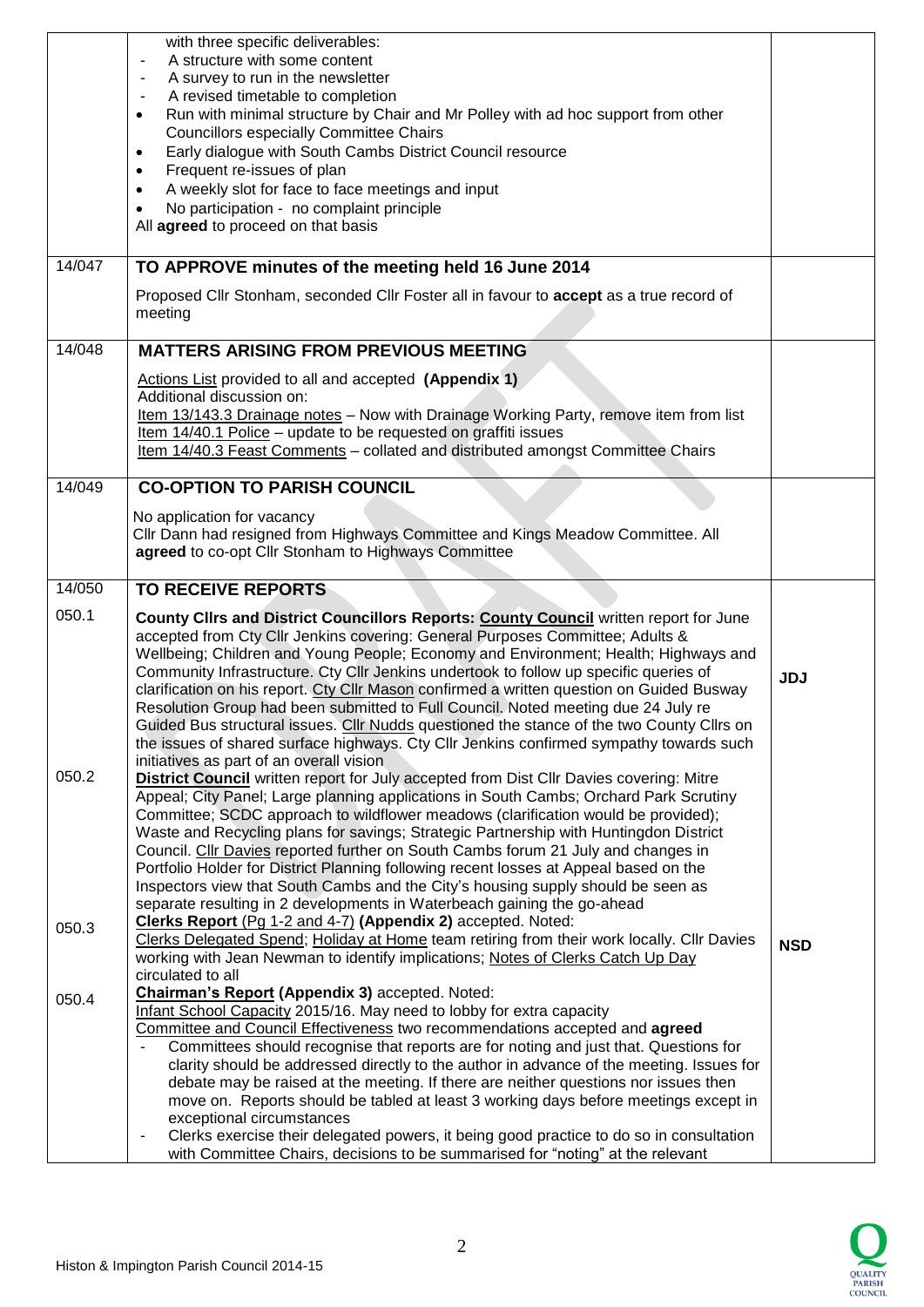| | | |
|---|---|---|
| | with three specific deliverables:<br>- A structure with some content<br>- A survey to run in the newsletter<br>- A revised timetable to completion<br>• Run with minimal structure by Chair and Mr Polley with ad hoc support from other Councillors especially Committee Chairs<br>• Early dialogue with South Cambs District Council resource<br>• Frequent re-issues of plan<br>• A weekly slot for face to face meetings and input<br>• No participation - no complaint principle<br>All **agreed** to proceed on that basis | |
| 14/047 | **TO APPROVE minutes of the meeting held 16 June 2014**<br><br>Proposed Cllr Stonham, seconded Cllr Foster all in favour to **accept** as a true record of meeting | |
| 14/048 | **MATTERS ARISING FROM PREVIOUS MEETING**<br><br>Actions List provided to all and accepted **(Appendix 1)**<br>Additional discussion on:<br>Item 13/143.3 Drainage notes – Now with Drainage Working Party, remove item from list<br>Item 14/40.1 Police – update to be requested on graffiti issues<br>Item 14/40.3 Feast Comments – collated and distributed amongst Committee Chairs | |
| 14/049 | **CO-OPTION TO PARISH COUNCIL**<br><br>No application for vacancy<br>Cllr Dann had resigned from Highways Committee and Kings Meadow Committee. All **agreed** to co-opt Cllr Stonham to Highways Committee | |
| 14/050 | **TO RECEIVE REPORTS** | |
| 050.1 | **County Cllrs and District Councillors Reports: County Council** written report for June accepted from Cty Cllr Jenkins covering: General Purposes Committee; Adults & Wellbeing; Children and Young People; Economy and Environment; Health; Highways and Community Infrastructure. Cty Cllr Jenkins undertook to follow up specific queries of clarification on his report. Cty Cllr Mason confirmed a written question on Guided Busway Resolution Group had been submitted to Full Council. Noted meeting due 24 July re Guided Bus structural issues. Cllr Nudds questioned the stance of the two County Cllrs on the issues of shared surface highways. Cty Cllr Jenkins confirmed sympathy towards such initiatives as part of an overall vision | **JDJ** |
| 050.2 | **District Council** written report for July accepted from Dist Cllr Davies covering: Mitre Appeal; City Panel; Large planning applications in South Cambs; Orchard Park Scrutiny Committee; SCDC approach to wildflower meadows (clarification would be provided); Waste and Recycling plans for savings; Strategic Partnership with Huntingdon District Council. Cllr Davies reported further on South Cambs forum 21 July and changes in Portfolio Holder for District Planning following recent losses at Appeal based on the Inspectors view that South Cambs and the City's housing supply should be seen as separate resulting in 2 developments in Waterbeach gaining the go-ahead | |
| 050.3 | **Clerks Report** (Pg 1-2 and 4-7) **(Appendix 2)** accepted. Noted:<br>Clerks Delegated Spend; Holiday at Home team retiring from their work locally. Cllr Davies working with Jean Newman to identify implications; Notes of Clerks Catch Up Day circulated to all | **NSD** |
| 050.4 | **Chairman's Report (Appendix 3)** accepted. Noted:<br>Infant School Capacity 2015/16. May need to lobby for extra capacity<br>Committee and Council Effectiveness two recommendations accepted and **agreed**<br>- Committees should recognise that reports are for noting and just that. Questions for clarity should be addressed directly to the author in advance of the meeting. Issues for debate may be raised at the meeting. If there are neither questions nor issues then move on. Reports should be tabled at least 3 working days before meetings except in exceptional circumstances<br>- Clerks exercise their delegated powers, it being good practice to do so in consultation with Committee Chairs, decisions to be summarised for "noting" at the relevant | |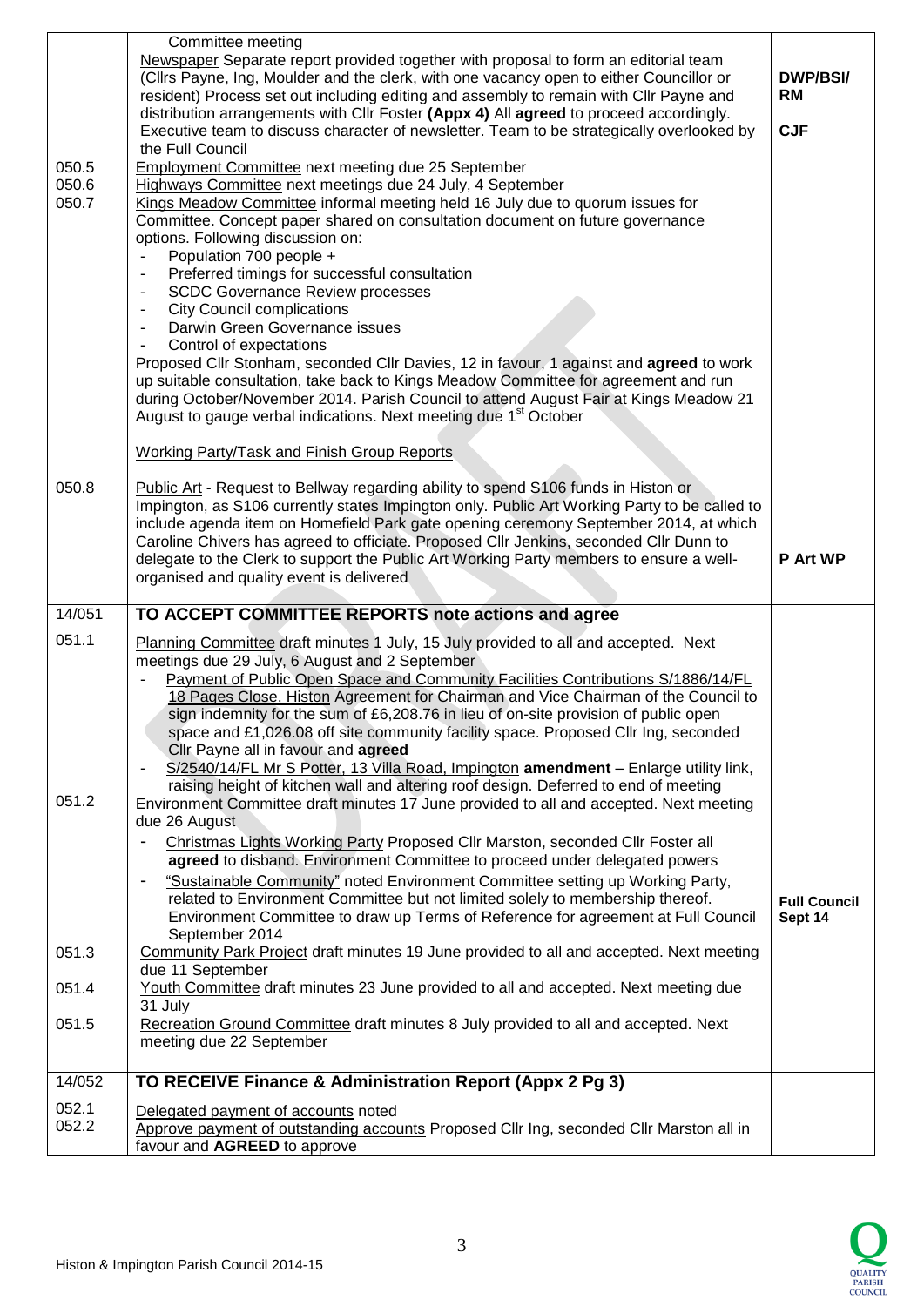| | | |
|---|---|---|
| | Committee meeting<br>Newspaper Separate report provided together with proposal to form an editorial team (Cllrs Payne, Ing, Moulder and the clerk, with one vacancy open to either Councillor or resident) Process set out including editing and assembly to remain with Cllr Payne and distribution arrangements with Cllr Foster **(Appx 4)** All **agreed** to proceed accordingly. Executive team to discuss character of newsletter. Team to be strategically overlooked by the Full Council | **DWP/BSI/ RM**<br><br>**CJF** |
| 050.5 | Employment Committee next meeting due 25 September | |
| 050.6 | Highways Committee next meetings due 24 July, 4 September | |
| 050.7 | Kings Meadow Committee informal meeting held 16 July due to quorum issues for Committee. Concept paper shared on consultation document on future governance options. Following discussion on:<br>- Population 700 people +<br>- Preferred timings for successful consultation<br>- SCDC Governance Review processes<br>- City Council complications<br>- Darwin Green Governance issues<br>- Control of expectations<br>Proposed Cllr Stonham, seconded Cllr Davies, 12 in favour, 1 against and **agreed** to work up suitable consultation, take back to Kings Meadow Committee for agreement and run during October/November 2014. Parish Council to attend August Fair at Kings Meadow 21 August to gauge verbal indications. Next meeting due 1st October | |
| | Working Party/Task and Finish Group Reports | |
| 050.8 | Public Art - Request to Bellway regarding ability to spend S106 funds in Histon or Impington, as S106 currently states Impington only. Public Art Working Party to be called to include agenda item on Homefield Park gate opening ceremony September 2014, at which Caroline Chivers has agreed to officiate. Proposed Cllr Jenkins, seconded Cllr Dunn to delegate to the Clerk to support the Public Art Working Party members to ensure a well-organised and quality event is delivered | **P Art WP** |
| **14/051** | **TO ACCEPT COMMITTEE REPORTS note actions and agree** | |
| 051.1 | Planning Committee draft minutes 1 July, 15 July provided to all and accepted. Next meetings due 29 July, 6 August and 2 September<br>- Payment of Public Open Space and Community Facilities Contributions S/1886/14/FL 18 Pages Close, Histon Agreement for Chairman and Vice Chairman of the Council to sign indemnity for the sum of £6,208.76 in lieu of on-site provision of public open space and £1,026.08 off site community facility space. Proposed Cllr Ing, seconded Cllr Payne all in favour and **agreed**<br>- S/2540/14/FL Mr S Potter, 13 Villa Road, Impington **amendment** – Enlarge utility link, raising height of kitchen wall and altering roof design. Deferred to end of meeting | |
| 051.2 | Environment Committee draft minutes 17 June provided to all and accepted. Next meeting due 26 August<br>- Christmas Lights Working Party Proposed Cllr Marston, seconded Cllr Foster all **agreed** to disband. Environment Committee to proceed under delegated powers<br>- "Sustainable Community" noted Environment Committee setting up Working Party, related to Environment Committee but not limited solely to membership thereof. Environment Committee to draw up Terms of Reference for agreement at Full Council September 2014 | **Full Council Sept 14** |
| 051.3 | Community Park Project draft minutes 19 June provided to all and accepted. Next meeting due 11 September | |
| 051.4 | Youth Committee draft minutes 23 June provided to all and accepted. Next meeting due 31 July | |
| 051.5 | Recreation Ground Committee draft minutes 8 July provided to all and accepted. Next meeting due 22 September | |
| **14/052** | **TO RECEIVE Finance & Administration Report (Appx 2 Pg 3)** | |
| 052.1<br>052.2 | Delegated payment of accounts noted<br>Approve payment of outstanding accounts Proposed Cllr Ing, seconded Cllr Marston all in favour and **AGREED** to approve | |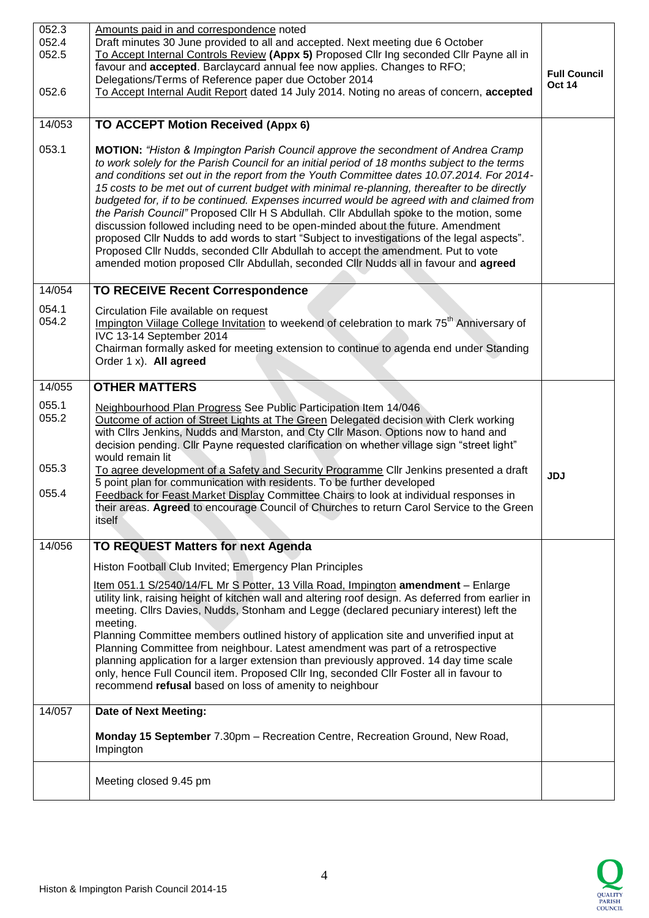| | | |
|---|---|---|
| 052.3<br>052.4<br>052.5<br><br><br>052.6 | Amounts paid in and correspondence noted<br>Draft minutes 30 June provided to all and accepted. Next meeting due 6 October<br>To Accept Internal Controls Review **(Appx 5)** Proposed Cllr Ing seconded Cllr Payne all in favour and **accepted**. Barclaycard annual fee now applies. Changes to RFO; Delegations/Terms of Reference paper due October 2014<br>To Accept Internal Audit Report dated 14 July 2014. Noting no areas of concern, **accepted** | **Full Council Oct 14** |
| 14/053 | **TO ACCEPT Motion Received (Appx 6)** | |
| 053.1 | **MOTION:** *"Histon & Impington Parish Council approve the secondment of Andrea Cramp to work solely for the Parish Council for an initial period of 18 months subject to the terms and conditions set out in the report from the Youth Committee dates 10.07.2014. For 2014-15 costs to be met out of current budget with minimal re-planning, thereafter to be directly budgeted for, if to be continued. Expenses incurred would be agreed with and claimed from the Parish Council"* Proposed Cllr H S Abdullah. Cllr Abdullah spoke to the motion, some discussion followed including need to be open-minded about the future. Amendment proposed Cllr Nudds to add words to start "Subject to investigations of the legal aspects". Proposed Cllr Nudds, seconded Cllr Abdullah to accept the amendment. Put to vote amended motion proposed Cllr Abdullah, seconded Cllr Nudds all in favour and **agreed** | |
| 14/054 | **TO RECEIVE Recent Correspondence** | |
| 054.1<br>054.2 | Circulation File available on request<br>Impington Viilage College Invitation to weekend of celebration to mark 75th Anniversary of IVC 13-14 September 2014<br>Chairman formally asked for meeting extension to continue to agenda end under Standing Order 1 x). **All agreed** | |
| 14/055 | **OTHER MATTERS** | |
| 055.1<br>055.2<br><br><br><br>055.3<br><br>055.4 | Neighbourhood Plan Progress See Public Participation Item 14/046<br>Outcome of action of Street Lights at The Green Delegated decision with Clerk working with Cllrs Jenkins, Nudds and Marston, and Cty Cllr Mason. Options now to hand and decision pending. Cllr Payne requested clarification on whether village sign "street light" would remain lit<br>To agree development of a Safety and Security Programme Cllr Jenkins presented a draft 5 point plan for communication with residents. To be further developed<br>Feedback for Feast Market Display Committee Chairs to look at individual responses in their areas. **Agreed** to encourage Council of Churches to return Carol Service to the Green itself | <br><br><br><br><br>**JDJ** |
| 14/056 | **TO REQUEST Matters for next Agenda** | |
| | Histon Football Club Invited; Emergency Plan Principles<br><br>Item 051.1 S/2540/14/FL Mr S Potter, 13 Villa Road, Impington **amendment** – Enlarge utility link, raising height of kitchen wall and altering roof design. As deferred from earlier in meeting. Cllrs Davies, Nudds, Stonham and Legge (declared pecuniary interest) left the meeting.<br>Planning Committee members outlined history of application site and unverified input at Planning Committee from neighbour. Latest amendment was part of a retrospective planning application for a larger extension than previously approved. 14 day time scale only, hence Full Council item. Proposed Cllr Ing, seconded Cllr Foster all in favour to recommend **refusal** based on loss of amenity to neighbour | |
| 14/057 | **Date of Next Meeting:**<br><br>**Monday 15 September** 7.30pm – Recreation Centre, Recreation Ground, New Road, Impington | |
| | Meeting closed 9.45 pm | |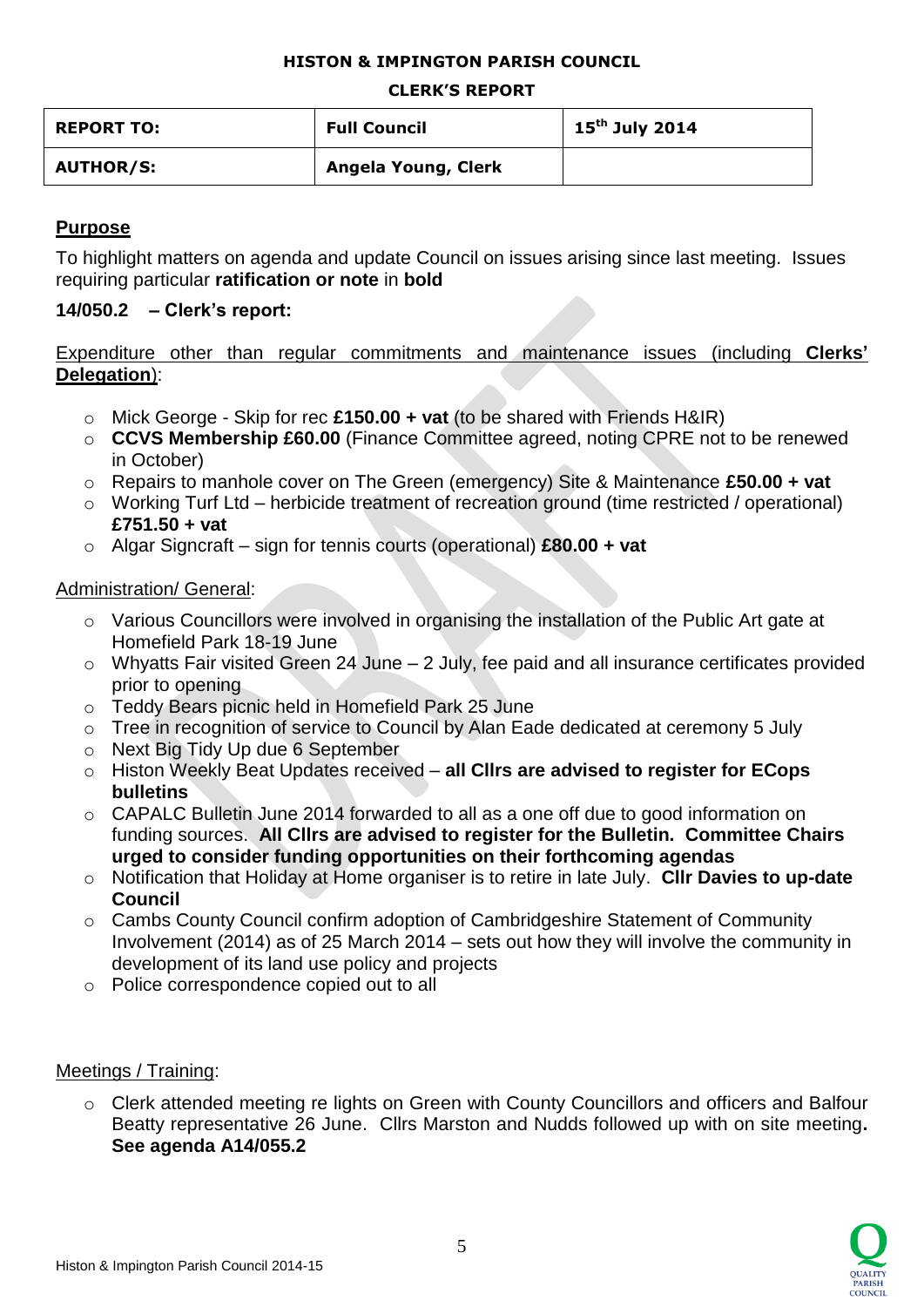**HISTON & IMPINGTON PARISH COUNCIL**

**CLERK'S REPORT**

| **REPORT TO:** | **Full Council** | **15th July 2014** |
|---|---|---|
| **AUTHOR/S:** | **Angela Young, Clerk** | |

## Purpose

To highlight matters on agenda and update Council on issues arising since last meeting. Issues requiring particular **ratification or note** in **bold**

### 14/050.2 – Clerk's report:

Expenditure other than regular commitments and maintenance issues (including **Clerks' Delegation**):

- Mick George - Skip for rec **£150.00 + vat** (to be shared with Friends H&IR)
- **CCVS Membership £60.00** (Finance Committee agreed, noting CPRE not to be renewed in October)
- Repairs to manhole cover on The Green (emergency) Site & Maintenance **£50.00 + vat**
- Working Turf Ltd – herbicide treatment of recreation ground (time restricted / operational) **£751.50 + vat**
- Algar Signcraft – sign for tennis courts (operational) **£80.00 + vat**

Administration/ General:

- Various Councillors were involved in organising the installation of the Public Art gate at Homefield Park 18-19 June
- Whyatts Fair visited Green 24 June – 2 July, fee paid and all insurance certificates provided prior to opening
- Teddy Bears picnic held in Homefield Park 25 June
- Tree in recognition of service to Council by Alan Eade dedicated at ceremony 5 July
- Next Big Tidy Up due 6 September
- Histon Weekly Beat Updates received – **all Cllrs are advised to register for ECops bulletins**
- CAPALC Bulletin June 2014 forwarded to all as a one off due to good information on funding sources. **All Cllrs are advised to register for the Bulletin. Committee Chairs urged to consider funding opportunities on their forthcoming agendas**
- Notification that Holiday at Home organiser is to retire in late July. **Cllr Davies to up-date Council**
- Cambs County Council confirm adoption of Cambridgeshire Statement of Community Involvement (2014) as of 25 March 2014 – sets out how they will involve the community in development of its land use policy and projects
- Police correspondence copied out to all

Meetings / Training:

- Clerk attended meeting re lights on Green with County Councillors and officers and Balfour Beatty representative 26 June. Cllrs Marston and Nudds followed up with on site meeting**. See agenda A14/055.2**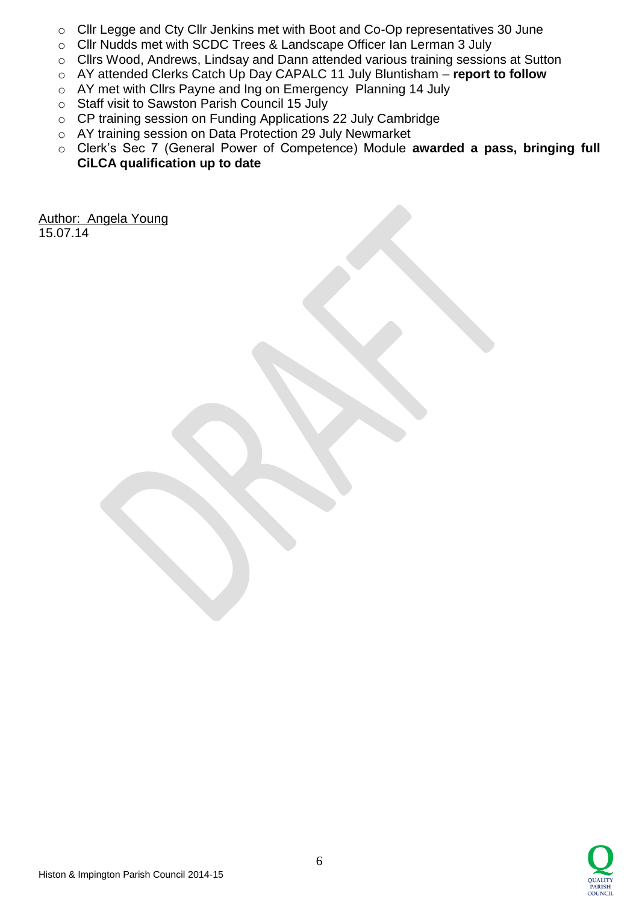- Cllr Legge and Cty Cllr Jenkins met with Boot and Co-Op representatives 30 June
- Cllr Nudds met with SCDC Trees & Landscape Officer Ian Lerman 3 July
- Cllrs Wood, Andrews, Lindsay and Dann attended various training sessions at Sutton
- AY attended Clerks Catch Up Day CAPALC 11 July Bluntisham – **report to follow**
- AY met with Cllrs Payne and Ing on Emergency Planning 14 July
- Staff visit to Sawston Parish Council 15 July
- CP training session on Funding Applications 22 July Cambridge
- AY training session on Data Protection 29 July Newmarket
- Clerk's Sec 7 (General Power of Competence) Module **awarded a pass, bringing full CiLCA qualification up to date**

Author: Angela Young
15.07.14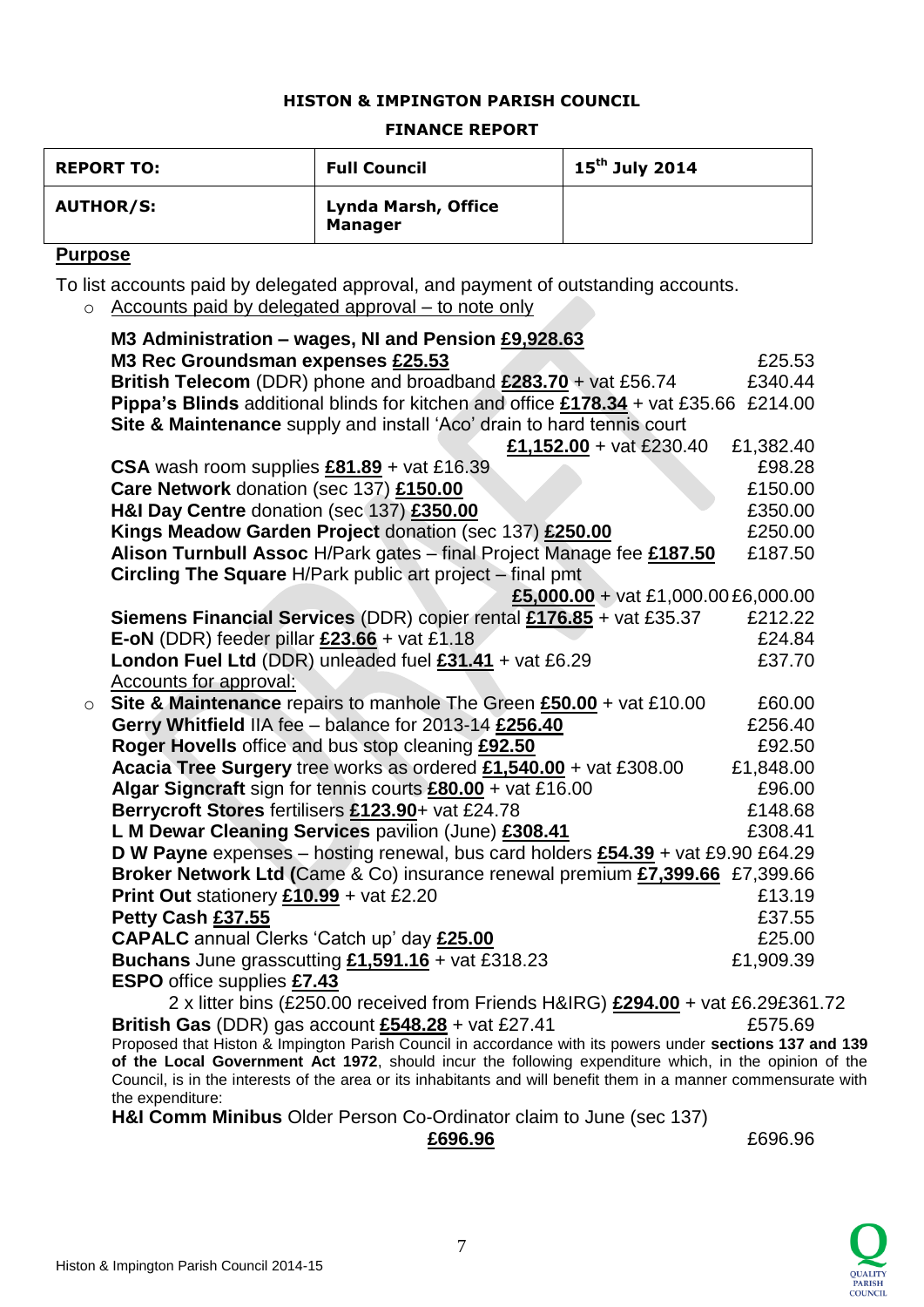**HISTON & IMPINGTON PARISH COUNCIL**

**FINANCE REPORT**

| **REPORT TO:** | **Full Council** | **15th July 2014** |
|---|---|---|
| **AUTHOR/S:** | **Lynda Marsh, Office Manager** | |

**Purpose**

To list accounts paid by delegated approval, and payment of outstanding accounts.

- Accounts paid by delegated approval – to note only

**M3 Administration – wages, NI and Pension £9,928.63**
**M3 Rec Groundsman expenses £25.53** £25.53
**British Telecom** (DDR) phone and broadband **£283.70** + vat £56.74 £340.44
**Pippa's Blinds** additional blinds for kitchen and office **£178.34** + vat £35.66 £214.00
**Site & Maintenance** supply and install 'Aco' drain to hard tennis court **£1,152.00** + vat £230.40 £1,382.40
**CSA** wash room supplies **£81.89** + vat £16.39 £98.28
**Care Network** donation (sec 137) **£150.00** £150.00
**H&I Day Centre** donation (sec 137) **£350.00** £350.00
**Kings Meadow Garden Project** donation (sec 137) **£250.00** £250.00
**Alison Turnbull Assoc** H/Park gates – final Project Manage fee **£187.50** £187.50
**Circling The Square** H/Park public art project – final pmt **£5,000.00** + vat £1,000.00 £6,000.00
**Siemens Financial Services** (DDR) copier rental **£176.85** + vat £35.37 £212.22
**E-oN** (DDR) feeder pillar **£23.66** + vat £1.18 £24.84
**London Fuel Ltd** (DDR) unleaded fuel **£31.41** + vat £6.29 £37.70

Accounts for approval:

- **Site & Maintenance** repairs to manhole The Green **£50.00** + vat £10.00 £60.00
**Gerry Whitfield** IIA fee – balance for 2013-14 **£256.40** £256.40
**Roger Hovells** office and bus stop cleaning **£92.50** £92.50
**Acacia Tree Surgery** tree works as ordered **£1,540.00** + vat £308.00 £1,848.00
**Algar Signcraft** sign for tennis courts **£80.00** + vat £16.00 £96.00
**Berrycroft Stores** fertilisers **£123.90**+ vat £24.78 £148.68
**L M Dewar Cleaning Services** pavilion (June) **£308.41** £308.41
**D W Payne** expenses – hosting renewal, bus card holders **£54.39** + vat £9.90 £64.29
**Broker Network Ltd (**Came & Co) insurance renewal premium **£7,399.66** £7,399.66
**Print Out** stationery **£10.99** + vat £2.20 £13.19
**Petty Cash £37.55** £37.55
**CAPALC** annual Clerks 'Catch up' day **£25.00** £25.00
**Buchans** June grasscutting **£1,591.16** + vat £318.23 £1,909.39
**ESPO** office supplies **£7.43**
2 x litter bins (£250.00 received from Friends H&IRG) **£294.00** + vat £6.29 £361.72
**British Gas** (DDR) gas account **£548.28** + vat £27.41 £575.69

Proposed that Histon & Impington Parish Council in accordance with its powers under **sections 137 and 139 of the Local Government Act 1972**, should incur the following expenditure which, in the opinion of the Council, is in the interests of the area or its inhabitants and will benefit them in a manner commensurate with the expenditure:

**H&I Comm Minibus** Older Person Co-Ordinator claim to June (sec 137)
**£696.96** £696.96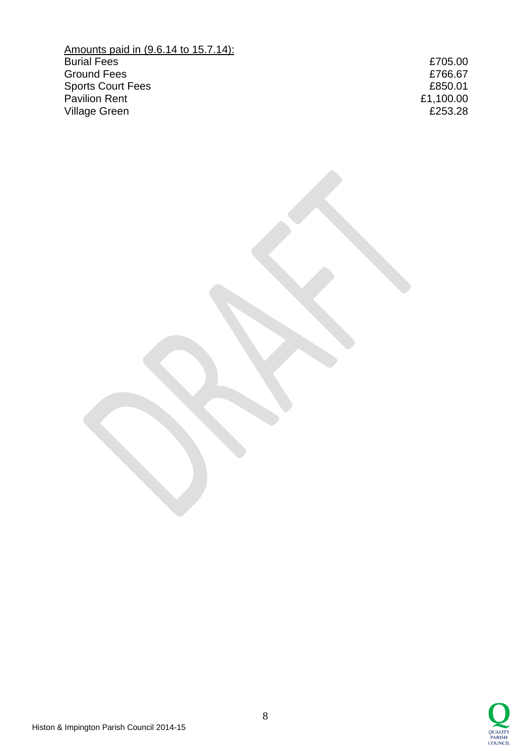<u>Amounts paid in (9.6.14 to 15.7.14):</u>

| | |
|---|---|
| Burial Fees | £705.00 |
| Ground Fees | £766.67 |
| Sports Court Fees | £850.01 |
| Pavilion Rent | £1,100.00 |
| Village Green | £253.28 |